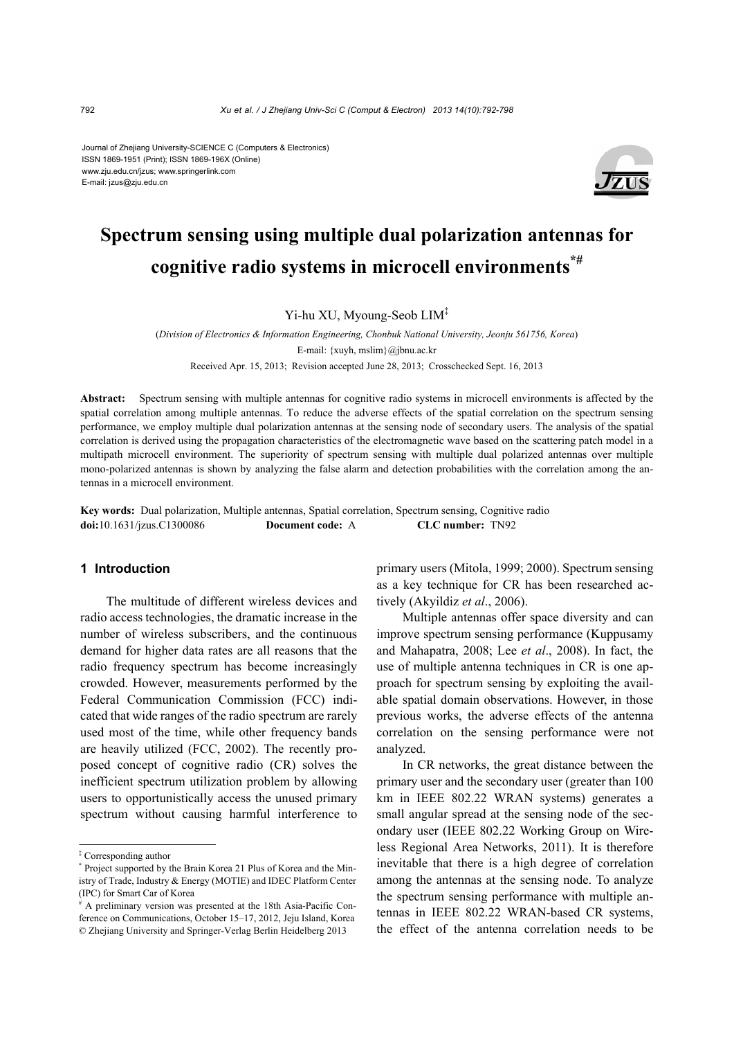Journal of Zhejiang University-SCIENCE C (Computers & Electronics)
ISSN 1869-1951 (Print); ISSN 1869-196X (Online)
www.zju.edu.cn/jzus; www.springerlink.com
E-mail: jzus@zju.edu.cn

# Spectrum sensing using multiple dual polarization antennas for cognitive radio systems in microcell environments*#

Yi-hu XU, Myoung-Seob LIM‡

(*Division of Electronics & Information Engineering, Chonbuk National University, Jeonju 561756, Korea*)

E-mail: {xuyh, mslim}@jbnu.ac.kr

Received Apr. 15, 2013; Revision accepted June 28, 2013; Crosschecked Sept. 16, 2013

**Abstract:** Spectrum sensing with multiple antennas for cognitive radio systems in microcell environments is affected by the spatial correlation among multiple antennas. To reduce the adverse effects of the spatial correlation on the spectrum sensing performance, we employ multiple dual polarization antennas at the sensing node of secondary users. The analysis of the spatial correlation is derived using the propagation characteristics of the electromagnetic wave based on the scattering patch model in a multipath microcell environment. The superiority of spectrum sensing with multiple dual polarized antennas over multiple mono-polarized antennas is shown by analyzing the false alarm and detection probabilities with the correlation among the antennas in a microcell environment.

**Key words:** Dual polarization, Multiple antennas, Spatial correlation, Spectrum sensing, Cognitive radio
**doi:**10.1631/jzus.C1300086 **Document code:** A **CLC number:** TN92

## 1 Introduction

The multitude of different wireless devices and radio access technologies, the dramatic increase in the number of wireless subscribers, and the continuous demand for higher data rates are all reasons that the radio frequency spectrum has become increasingly crowded. However, measurements performed by the Federal Communication Commission (FCC) indicated that wide ranges of the radio spectrum are rarely used most of the time, while other frequency bands are heavily utilized (FCC, 2002). The recently proposed concept of cognitive radio (CR) solves the inefficient spectrum utilization problem by allowing users to opportunistically access the unused primary spectrum without causing harmful interference to primary users (Mitola, 1999; 2000). Spectrum sensing as a key technique for CR has been researched actively (Akyildiz *et al*., 2006).

Multiple antennas offer space diversity and can improve spectrum sensing performance (Kuppusamy and Mahapatra, 2008; Lee *et al*., 2008). In fact, the use of multiple antenna techniques in CR is one approach for spectrum sensing by exploiting the available spatial domain observations. However, in those previous works, the adverse effects of the antenna correlation on the sensing performance were not analyzed.

In CR networks, the great distance between the primary user and the secondary user (greater than 100 km in IEEE 802.22 WRAN systems) generates a small angular spread at the sensing node of the secondary user (IEEE 802.22 Working Group on Wireless Regional Area Networks, 2011). It is therefore inevitable that there is a high degree of correlation among the antennas at the sensing node. To analyze the spectrum sensing performance with multiple antennas in IEEE 802.22 WRAN-based CR systems, the effect of the antenna correlation needs to be

‡ Corresponding author

\* Project supported by the Brain Korea 21 Plus of Korea and the Ministry of Trade, Industry & Energy (MOTIE) and IDEC Platform Center (IPC) for Smart Car of Korea

\# A preliminary version was presented at the 18th Asia-Pacific Conference on Communications, October 15–17, 2012, Jeju Island, Korea

© Zhejiang University and Springer-Verlag Berlin Heidelberg 2013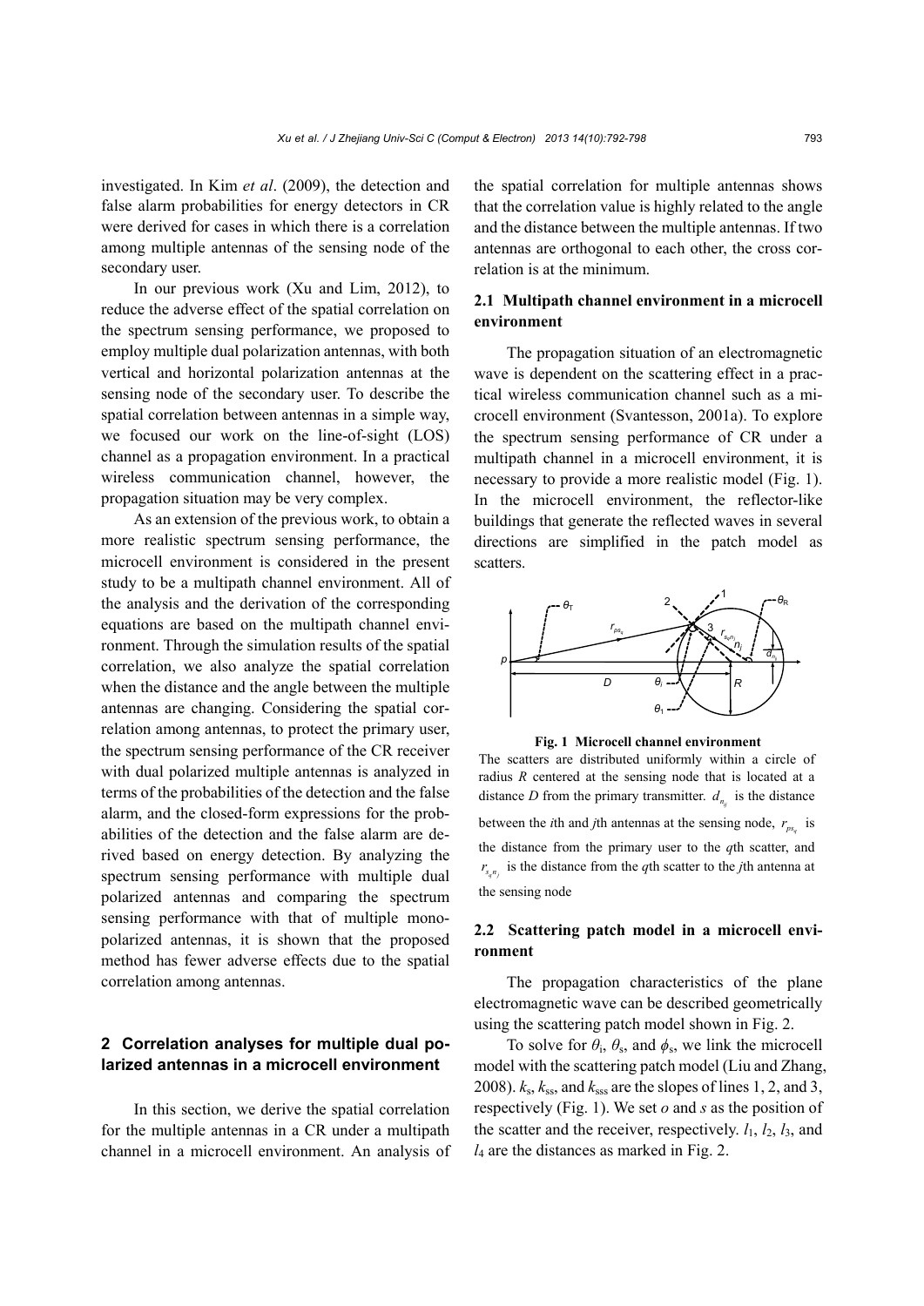investigated. In Kim *et al*. (2009), the detection and false alarm probabilities for energy detectors in CR were derived for cases in which there is a correlation among multiple antennas of the sensing node of the secondary user.

In our previous work (Xu and Lim, 2012), to reduce the adverse effect of the spatial correlation on the spectrum sensing performance, we proposed to employ multiple dual polarization antennas, with both vertical and horizontal polarization antennas at the sensing node of the secondary user. To describe the spatial correlation between antennas in a simple way, we focused our work on the line-of-sight (LOS) channel as a propagation environment. In a practical wireless communication channel, however, the propagation situation may be very complex.

As an extension of the previous work, to obtain a more realistic spectrum sensing performance, the microcell environment is considered in the present study to be a multipath channel environment. All of the analysis and the derivation of the corresponding equations are based on the multipath channel environment. Through the simulation results of the spatial correlation, we also analyze the spatial correlation when the distance and the angle between the multiple antennas are changing. Considering the spatial correlation among antennas, to protect the primary user, the spectrum sensing performance of the CR receiver with dual polarized multiple antennas is analyzed in terms of the probabilities of the detection and the false alarm, and the closed-form expressions for the probabilities of the detection and the false alarm are derived based on energy detection. By analyzing the spectrum sensing performance with multiple dual polarized antennas and comparing the spectrum sensing performance with that of multiple monopolarized antennas, it is shown that the proposed method has fewer adverse effects due to the spatial correlation among antennas.

## 2 Correlation analyses for multiple dual polarized antennas in a microcell environment

In this section, we derive the spatial correlation for the multiple antennas in a CR under a multipath channel in a microcell environment. An analysis of the spatial correlation for multiple antennas shows that the correlation value is highly related to the angle and the distance between the multiple antennas. If two antennas are orthogonal to each other, the cross correlation is at the minimum.

### 2.1 Multipath channel environment in a microcell environment

The propagation situation of an electromagnetic wave is dependent on the scattering effect in a practical wireless communication channel such as a microcell environment (Svantesson, 2001a). To explore the spectrum sensing performance of CR under a multipath channel in a microcell environment, it is necessary to provide a more realistic model (Fig. 1). In the microcell environment, the reflector-like buildings that generate the reflected waves in several directions are simplified in the patch model as scatters.

**Fig. 1 Microcell channel environment**

The scatters are distributed uniformly within a circle of radius $R$ centered at the sensing node that is located at a distance $D$ from the primary transmitter. $d_{n_{ij}}$ is the distance between the $i$th and $j$th antennas at the sensing node, $r_{ps_q}$ is the distance from the primary user to the $q$th scatter, and $r_{s_q n_j}$ is the distance from the $q$th scatter to the $j$th antenna at the sensing node

### 2.2 Scattering patch model in a microcell environment

The propagation characteristics of the plane electromagnetic wave can be described geometrically using the scattering patch model shown in Fig. 2.

To solve for $\theta_i$, $\theta_s$, and $\phi_s$, we link the microcell model with the scattering patch model (Liu and Zhang, 2008). $k_s$, $k_{ss}$, and $k_{sss}$ are the slopes of lines 1, 2, and 3, respectively (Fig. 1). We set $o$ and $s$ as the position of the scatter and the receiver, respectively. $l_1$, $l_2$, $l_3$, and $l_4$ are the distances as marked in Fig. 2.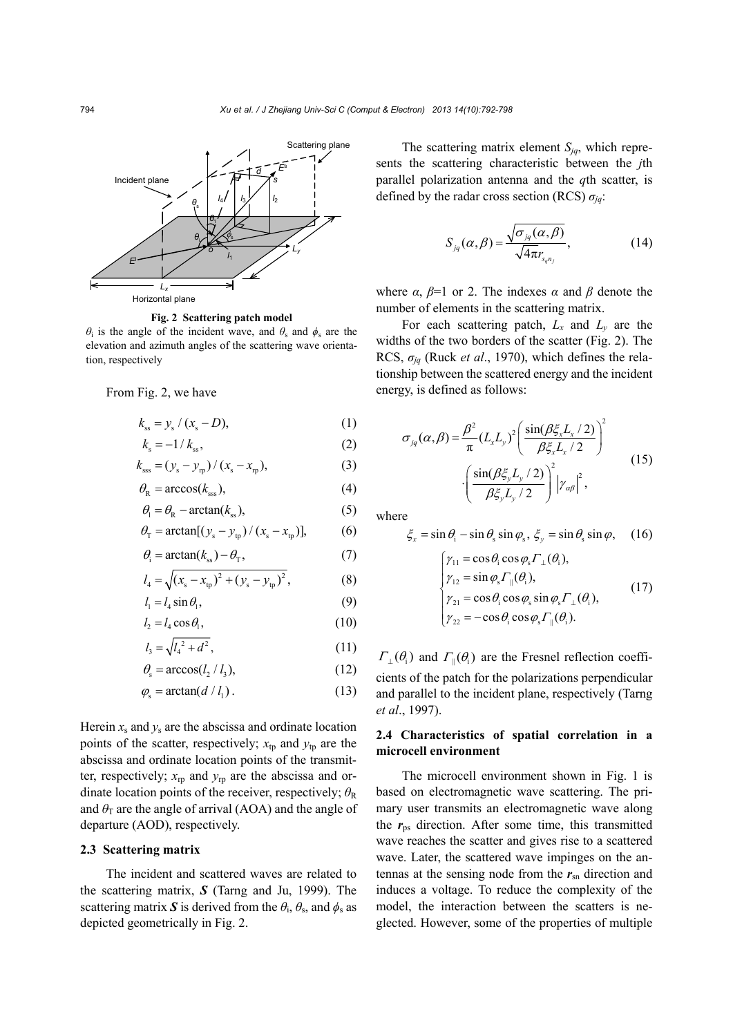**Fig. 2 Scattering patch model**

$\theta_i$ is the angle of the incident wave, and $\theta_s$ and $\phi_s$ are the elevation and azimuth angles of the scattering wave orientation, respectively

From Fig. 2, we have

$$k_{ss} = y_s / (x_s - D), \tag{1}$$

$$k_s = -1 / k_{ss}, \tag{2}$$

$$k_{sss} = (y_s - y_{rp}) / (x_s - x_{rp}), \tag{3}$$

$$\theta_R = \arccos(k_{sss}), \tag{4}$$

$$\theta_1 = \theta_R - \arctan(k_{ss}), \tag{5}$$

$$\theta_T = \arctan[(y_s - y_{tp}) / (x_s - x_{tp})], \tag{6}$$

$$\theta_i = \arctan(k_{ss}) - \theta_T, \tag{7}$$

$$l_4 = \sqrt{(x_s - x_{tp})^2 + (y_s - y_{tp})^2}, \tag{8}$$

$$l_1 = l_4 \sin\theta_1, \tag{9}$$

$$l_2 = l_4 \cos\theta_1, \tag{10}$$

$$l_3 = \sqrt{l_4^2 + d^2}, \tag{11}$$

$$\theta_s = \arccos(l_2 / l_3), \tag{12}$$

$$\varphi_s = \arctan(d / l_1). \tag{13}$$

Herein $x_s$ and $y_s$ are the abscissa and ordinate location points of the scatter, respectively; $x_{tp}$ and $y_{tp}$ are the abscissa and ordinate location points of the transmitter, respectively; $x_{rp}$ and $y_{rp}$ are the abscissa and ordinate location points of the receiver, respectively; $\theta_R$ and $\theta_T$ are the angle of arrival (AOA) and the angle of departure (AOD), respectively.

### 2.3 Scattering matrix

The incident and scattered waves are related to the scattering matrix, $\boldsymbol{S}$ (Tarng and Ju, 1999). The scattering matrix $\boldsymbol{S}$ is derived from the $\theta_i$, $\theta_s$, and $\phi_s$ as depicted geometrically in Fig. 2.

The scattering matrix element $S_{jq}$, which represents the scattering characteristic between the $j$th parallel polarization antenna and the $q$th scatter, is defined by the radar cross section (RCS) $\sigma_{jq}$:

$$S_{jq}(\alpha, \beta) = \frac{\sqrt{\sigma_{jq}(\alpha, \beta)}}{\sqrt{4\pi} r_{s_q n_j}}, \tag{14}$$

where $\alpha$, $\beta$=1 or 2. The indexes $\alpha$ and $\beta$ denote the number of elements in the scattering matrix.

For each scattering patch, $L_x$ and $L_y$ are the widths of the two borders of the scatter (Fig. 2). The RCS, $\sigma_{jq}$ (Ruck *et al*., 1970), which defines the relationship between the scattered energy and the incident energy, is defined as follows:

$$\sigma_{jq}(\alpha, \beta) = \frac{\beta^2}{\pi}(L_x L_y)^2 \left(\frac{\sin(\beta \xi_x L_x / 2)}{\beta \xi_x L_x / 2}\right)^2 \cdot \left(\frac{\sin(\beta \xi_y L_y / 2)}{\beta \xi_y L_y / 2}\right)^2 \left|\gamma_{\alpha\beta}\right|^2, \tag{15}$$

where

$$\xi_x = \sin\theta_i - \sin\theta_s \sin\varphi_s,\ \xi_y = \sin\theta_s \sin\varphi, \tag{16}$$

$$\begin{cases} \gamma_{11} = \cos\theta_i \cos\varphi_s \Gamma_{\perp}(\theta_i), \\ \gamma_{12} = \sin\varphi_s \Gamma_{\parallel}(\theta_i), \\ \gamma_{21} = \cos\theta_i \cos\varphi_s \sin\varphi_s \Gamma_{\perp}(\theta_i), \\ \gamma_{22} = -\cos\theta_i \cos\varphi_s \Gamma_{\parallel}(\theta_i). \end{cases} \tag{17}$$

$\Gamma_{\perp}(\theta_i)$ and $\Gamma_{\parallel}(\theta_i)$ are the Fresnel reflection coefficients of the patch for the polarizations perpendicular and parallel to the incident plane, respectively (Tarng *et al*., 1997).

### 2.4 Characteristics of spatial correlation in a microcell environment

The microcell environment shown in Fig. 1 is based on electromagnetic wave scattering. The primary user transmits an electromagnetic wave along the $\boldsymbol{r}_{ps}$ direction. After some time, this transmitted wave reaches the scatter and gives rise to a scattered wave. Later, the scattered wave impinges on the antennas at the sensing node from the $\boldsymbol{r}_{sn}$ direction and induces a voltage. To reduce the complexity of the model, the interaction between the scatters is neglected. However, some of the properties of multiple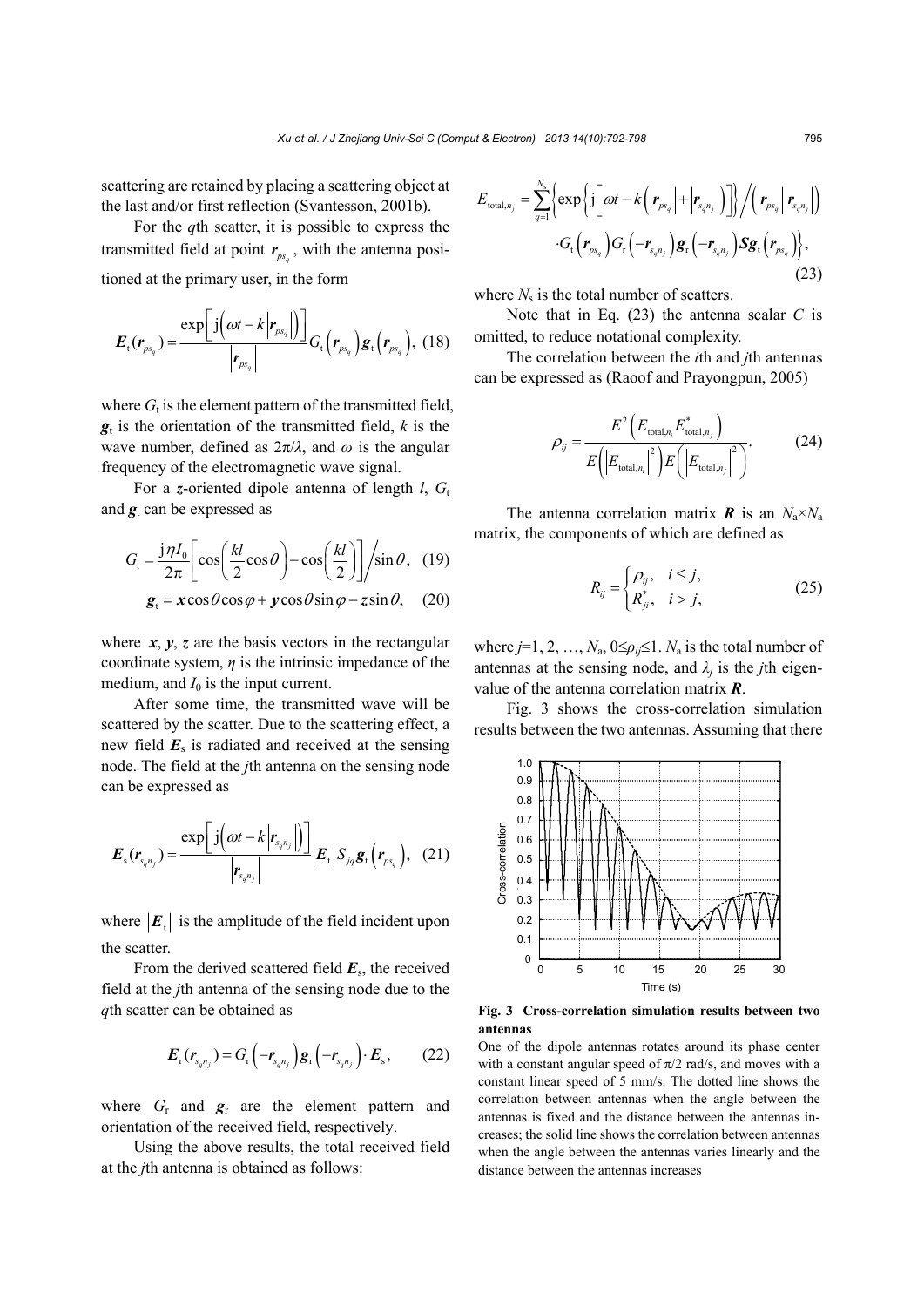scattering are retained by placing a scattering object at the last and/or first reflection (Svantesson, 2001b).

For the $q$th scatter, it is possible to express the transmitted field at point $\boldsymbol{r}_{ps_q}$, with the antenna positioned at the primary user, in the form

$$\boldsymbol{E}_\mathrm{t}(\boldsymbol{r}_{ps_q}) = \frac{\exp\left[\mathrm{j}\left(\omega t - k\left|\boldsymbol{r}_{ps_q}\right|\right)\right]}{\left|\boldsymbol{r}_{ps_q}\right|} G_\mathrm{t}\left(\boldsymbol{r}_{ps_q}\right)\boldsymbol{g}_\mathrm{t}\left(\boldsymbol{r}_{ps_q}\right), \quad (18)$$

where $G_\mathrm{t}$ is the element pattern of the transmitted field, $\boldsymbol{g}_\mathrm{t}$ is the orientation of the transmitted field, $k$ is the wave number, defined as $2\pi/\lambda$, and $\omega$ is the angular frequency of the electromagnetic wave signal.

For a $\boldsymbol{z}$-oriented dipole antenna of length $l$, $G_\mathrm{t}$ and $\boldsymbol{g}_\mathrm{t}$ can be expressed as

$$G_\mathrm{t} = \frac{\mathrm{j}\eta I_0}{2\pi}\left[\cos\left(\frac{kl}{2}\cos\theta\right) - \cos\left(\frac{kl}{2}\right)\right]\Big/\sin\theta, \quad (19)$$

$$\boldsymbol{g}_\mathrm{t} = \boldsymbol{x}\cos\theta\cos\varphi + \boldsymbol{y}\cos\theta\sin\varphi - \boldsymbol{z}\sin\theta, \quad (20)$$

where $\boldsymbol{x}$, $\boldsymbol{y}$, $\boldsymbol{z}$ are the basis vectors in the rectangular coordinate system, $\eta$ is the intrinsic impedance of the medium, and $I_0$ is the input current.

After some time, the transmitted wave will be scattered by the scatter. Due to the scattering effect, a new field $\boldsymbol{E}_\mathrm{s}$ is radiated and received at the sensing node. The field at the $j$th antenna on the sensing node can be expressed as

$$\boldsymbol{E}_\mathrm{s}(\boldsymbol{r}_{s_q n_j}) = \frac{\exp\left[\mathrm{j}\left(\omega t - k\left|\boldsymbol{r}_{s_q n_j}\right|\right)\right]}{\left|\boldsymbol{r}_{s_q n_j}\right|}\left|\boldsymbol{E}_\mathrm{t}\right| S_{jq}\boldsymbol{g}_\mathrm{t}\left(\boldsymbol{r}_{ps_q}\right), \quad (21)$$

where $\left|\boldsymbol{E}_\mathrm{t}\right|$ is the amplitude of the field incident upon the scatter.

From the derived scattered field $\boldsymbol{E}_\mathrm{s}$, the received field at the $j$th antenna of the sensing node due to the $q$th scatter can be obtained as

$$\boldsymbol{E}_\mathrm{r}(\boldsymbol{r}_{s_q n_j}) = G_\mathrm{r}\left(-\boldsymbol{r}_{s_q n_j}\right)\boldsymbol{g}_\mathrm{r}\left(-\boldsymbol{r}_{s_q n_j}\right)\cdot\boldsymbol{E}_\mathrm{s}, \quad (22)$$

where $G_\mathrm{r}$ and $\boldsymbol{g}_\mathrm{r}$ are the element pattern and orientation of the received field, respectively.

Using the above results, the total received field at the $j$th antenna is obtained as follows:

$$\begin{aligned} E_{\mathrm{total},n_j} = \sum_{q=1}^{N_\mathrm{s}}\Big\{&\exp\left\{\mathrm{j}\left[\omega t - k\left(\left|\boldsymbol{r}_{ps_q}\right| + \left|\boldsymbol{r}_{s_q n_j}\right|\right)\right]\right\}\Big/\left(\left|\boldsymbol{r}_{ps_q}\right|\left|\boldsymbol{r}_{s_q n_j}\right|\right) \\ &\cdot G_\mathrm{t}\left(\boldsymbol{r}_{ps_q}\right)G_\mathrm{r}\left(-\boldsymbol{r}_{s_q n_j}\right)\boldsymbol{g}_\mathrm{r}\left(-\boldsymbol{r}_{s_q n_j}\right)\boldsymbol{S}\boldsymbol{g}_\mathrm{t}\left(\boldsymbol{r}_{ps_q}\right)\Big\}, \end{aligned} \quad (23)$$

where $N_\mathrm{s}$ is the total number of scatters.

Note that in Eq. (23) the antenna scalar $C$ is omitted, to reduce notational complexity.

The correlation between the $i$th and $j$th antennas can be expressed as (Raoof and Prayongpun, 2005)

$$\rho_{ij} = \frac{E^2\left(E_{\mathrm{total},n_i}E^*_{\mathrm{total},n_j}\right)}{E\left(\left|E_{\mathrm{total},n_i}\right|^2\right)E\left(\left|E_{\mathrm{total},n_j}\right|^2\right)}. \quad (24)$$

The antenna correlation matrix $\boldsymbol{R}$ is an $N_\mathrm{a}\times N_\mathrm{a}$ matrix, the components of which are defined as

$$R_{ij} = \begin{cases}\rho_{ij}, & i \le j, \\ R^*_{ji}, & i > j,\end{cases} \quad (25)$$

where $j$=1, 2, …, $N_\mathrm{a}$, $0\le\rho_{ij}\le 1$. $N_\mathrm{a}$ is the total number of antennas at the sensing node, and $\lambda_j$ is the $j$th eigenvalue of the antenna correlation matrix $\boldsymbol{R}$.

Fig. 3 shows the cross-correlation simulation results between the two antennas. Assuming that there

**Fig. 3 Cross-correlation simulation results between two antennas**

One of the dipole antennas rotates around its phase center with a constant angular speed of $\pi/2$ rad/s, and moves with a constant linear speed of 5 mm/s. The dotted line shows the correlation between antennas when the angle between the antennas is fixed and the distance between the antennas increases; the solid line shows the correlation between antennas when the angle between the antennas varies linearly and the distance between the antennas increases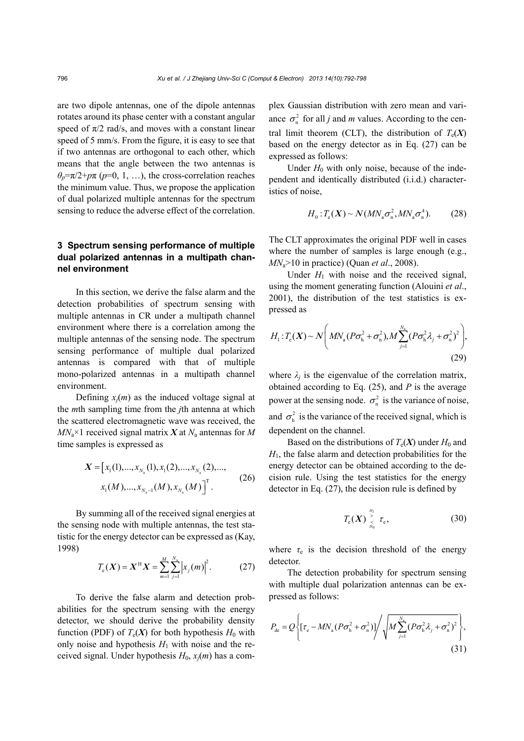are two dipole antennas, one of the dipole antennas rotates around its phase center with a constant angular speed of π/2 rad/s, and moves with a constant linear speed of 5 mm/s. From the figure, it is easy to see that if two antennas are orthogonal to each other, which means that the angle between the two antennas is $\theta_p=\pi/2+p\pi$ ($p$=0, 1, …), the cross-correlation reaches the minimum value. Thus, we propose the application of dual polarized multiple antennas for the spectrum sensing to reduce the adverse effect of the correlation.

## 3 Spectrum sensing performance of multiple dual polarized antennas in a multipath channel environment

In this section, we derive the false alarm and the detection probabilities of spectrum sensing with multiple antennas in CR under a multipath channel environment where there is a correlation among the multiple antennas of the sensing node. The spectrum sensing performance of multiple dual polarized antennas is compared with that of multiple mono-polarized antennas in a multipath channel environment.

Defining $x_j(m)$ as the induced voltage signal at the $m$th sampling time from the $j$th antenna at which the scattered electromagnetic wave was received, the $MN_a\times1$ received signal matrix $\boldsymbol{X}$ at $N_a$ antennas for $M$ time samples is expressed as

$$\boldsymbol{X}=\left[x_1(1),...,x_{N_a}(1),x_1(2),...,x_{N_a}(2),...,\right.\\ \left.x_1(M),...,x_{N_a-1}(M),x_{N_a}(M)\right]^{\mathrm{T}}. \quad (26)$$

By summing all of the received signal energies at the sensing node with multiple antennas, the test statistic for the energy detector can be expressed as (Kay, 1998)

$$T_e(\boldsymbol{X})=\boldsymbol{X}^{\mathrm{H}}\boldsymbol{X}=\sum_{m=1}^{M}\sum_{j=1}^{N_a}\left|x_j(m)\right|^2. \quad (27)$$

To derive the false alarm and detection probabilities for the spectrum sensing with the energy detector, we should derive the probability density function (PDF) of $T_e(\boldsymbol{X})$ for both hypothesis $H_0$ with only noise and hypothesis $H_1$ with noise and the received signal. Under hypothesis $H_0$, $x_j(m)$ has a complex Gaussian distribution with zero mean and variance $\sigma_n^2$ for all $j$ and $m$ values. According to the central limit theorem (CLT), the distribution of $T_e(\boldsymbol{X})$ based on the energy detector as in Eq. (27) can be expressed as follows:

Under $H_0$ with only noise, because of the independent and identically distributed (i.i.d.) characteristics of noise,

$$H_0: T_e(\boldsymbol{X})\sim N(MN_a\sigma_n^2, MN_a\sigma_n^4). \quad (28)$$

The CLT approximates the original PDF well in cases where the number of samples is large enough (e.g., $MN_a$>10 in practice) (Quan *et al*., 2008).

Under $H_1$ with noise and the received signal, using the moment generating function (Alouini *et al*., 2001), the distribution of the test statistics is expressed as

$$H_1: T_e(\boldsymbol{X})\sim N\left(MN_a(P\sigma_h^2+\sigma_n^2), M\sum_{j=1}^{N_a}(P\sigma_h^2\lambda_j+\sigma_n^2)^2\right), \quad (29)$$

where $\lambda_j$ is the eigenvalue of the correlation matrix, obtained according to Eq. (25), and $P$ is the average power at the sensing node. $\sigma_n^2$ is the variance of noise, and $\sigma_h^2$ is the variance of the received signal, which is dependent on the channel.

Based on the distributions of $T_e(\boldsymbol{X})$ under $H_0$ and $H_1$, the false alarm and detection probabilities for the energy detector can be obtained according to the decision rule. Using the test statistics for the energy detector in Eq. (27), the decision rule is defined by

$$T_e(\boldsymbol{X}) \underset{H_0}{\overset{H_1}{\gtrless}} \tau_e, \quad (30)$$

where $\tau_e$ is the decision threshold of the energy detector.

The detection probability for spectrum sensing with multiple dual polarization antennas can be expressed as follows:

$$P_{de}=Q\left\{\left[\tau_e-MN_a(P\sigma_h^2+\sigma_n^2)\right]\Bigg/\sqrt{M\sum_{j=1}^{N_a}(P\sigma_h^2\lambda_j+\sigma_n^2)^2}\right\}, \quad (31)$$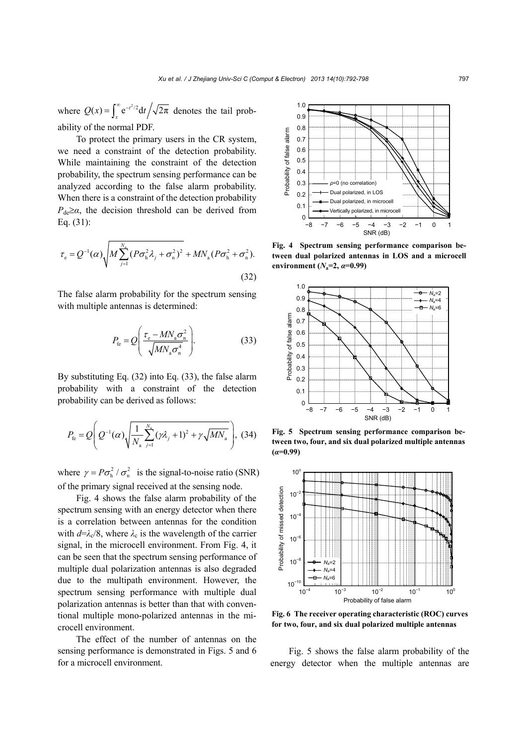where $Q(x)=\int_x^{\infty} \mathrm{e}^{-t^2/2}\mathrm{d}t \Big/ \sqrt{2\pi}$ denotes the tail probability of the normal PDF.

To protect the primary users in the CR system, we need a constraint of the detection probability. While maintaining the constraint of the detection probability, the spectrum sensing performance can be analyzed according to the false alarm probability. When there is a constraint of the detection probability $P_{\mathrm{de}}\geq\alpha$, the decision threshold can be derived from Eq. (31):

$$\tau_{\mathrm{e}} = Q^{-1}(\alpha)\sqrt{M\sum_{j=1}^{N_{\mathrm{a}}}(P\sigma_{\mathrm{h}}^2\lambda_j+\sigma_{\mathrm{n}}^2)^2} + MN_{\mathrm{a}}(P\sigma_{\mathrm{h}}^2+\sigma_{\mathrm{n}}^2). \tag{32}$$

The false alarm probability for the spectrum sensing with multiple antennas is determined:

$$P_{\mathrm{fe}} = Q\left(\frac{\tau_{\mathrm{e}} - MN_{\mathrm{a}}\sigma_{\mathrm{n}}^2}{\sqrt{MN_{\mathrm{a}}\sigma_{\mathrm{n}}^4}}\right). \tag{33}$$

By substituting Eq. (32) into Eq. (33), the false alarm probability with a constraint of the detection probability can be derived as follows:

$$P_{\mathrm{fe}} = Q\left(Q^{-1}(\alpha)\sqrt{\frac{1}{N_{\mathrm{a}}}\sum_{j=1}^{N_{\mathrm{a}}}(\gamma\lambda_j+1)^2} + \gamma\sqrt{MN_{\mathrm{a}}}\right), \tag{34}$$

where $\gamma = P\sigma_{\mathrm{h}}^2/\sigma_{\mathrm{n}}^2$ is the signal-to-noise ratio (SNR) of the primary signal received at the sensing node.

Fig. 4 shows the false alarm probability of the spectrum sensing with an energy detector when there is a correlation between antennas for the condition with $d=\lambda_{\mathrm{c}}/8$, where $\lambda_{\mathrm{c}}$ is the wavelength of the carrier signal, in the microcell environment. From Fig. 4, it can be seen that the spectrum sensing performance of multiple dual polarization antennas is also degraded due to the multipath environment. However, the spectrum sensing performance with multiple dual polarization antennas is better than that with conventional multiple mono-polarized antennas in the microcell environment.

The effect of the number of antennas on the sensing performance is demonstrated in Figs. 5 and 6 for a microcell environment.

**Fig. 4 Spectrum sensing performance comparison between dual polarized antennas in LOS and a microcell environment ($N_{\mathrm{a}}$=2, $\alpha$=0.99)**

**Fig. 5 Spectrum sensing performance comparison between two, four, and six dual polarized multiple antennas ($\alpha$=0.99)**

**Fig. 6 The receiver operating characteristic (ROC) curves for two, four, and six dual polarized multiple antennas**

Fig. 5 shows the false alarm probability of the energy detector when the multiple antennas are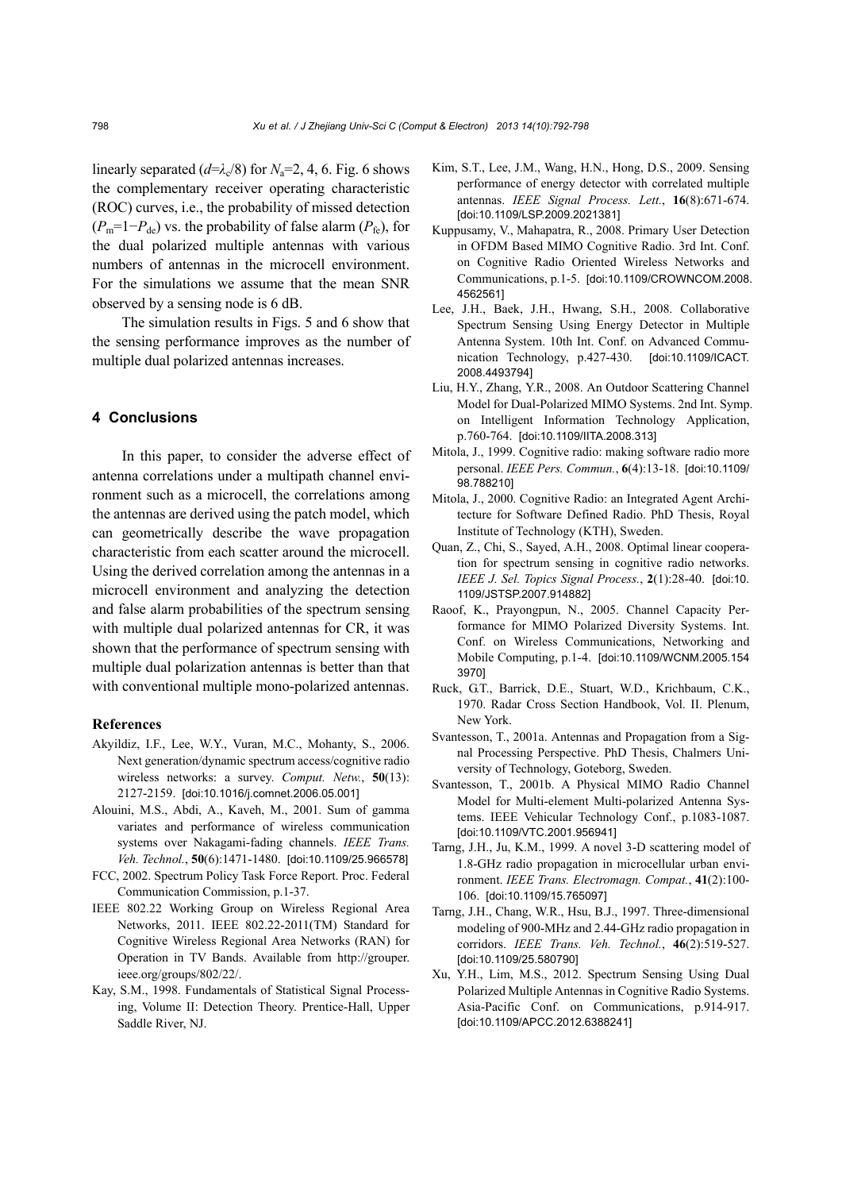linearly separated ($d=\lambda_c/8$) for $N_a$=2, 4, 6. Fig. 6 shows the complementary receiver operating characteristic (ROC) curves, i.e., the probability of missed detection ($P_m=1-P_{de}$) vs. the probability of false alarm ($P_{fe}$), for the dual polarized multiple antennas with various numbers of antennas in the microcell environment. For the simulations we assume that the mean SNR observed by a sensing node is 6 dB.

The simulation results in Figs. 5 and 6 show that the sensing performance improves as the number of multiple dual polarized antennas increases.

## 4 Conclusions

In this paper, to consider the adverse effect of antenna correlations under a multipath channel environment such as a microcell, the correlations among the antennas are derived using the patch model, which can geometrically describe the wave propagation characteristic from each scatter around the microcell. Using the derived correlation among the antennas in a microcell environment and analyzing the detection and false alarm probabilities of the spectrum sensing with multiple dual polarized antennas for CR, it was shown that the performance of spectrum sensing with multiple dual polarization antennas is better than that with conventional multiple mono-polarized antennas.

## References

Akyildiz, I.F., Lee, W.Y., Vuran, M.C., Mohanty, S., 2006. Next generation/dynamic spectrum access/cognitive radio wireless networks: a survey. *Comput. Netw.*, **50**(13): 2127-2159. [doi:10.1016/j.comnet.2006.05.001]

Alouini, M.S., Abdi, A., Kaveh, M., 2001. Sum of gamma variates and performance of wireless communication systems over Nakagami-fading channels. *IEEE Trans. Veh. Technol.*, **50**(6):1471-1480. [doi:10.1109/25.966578]

FCC, 2002. Spectrum Policy Task Force Report. Proc. Federal Communication Commission, p.1-37.

IEEE 802.22 Working Group on Wireless Regional Area Networks, 2011. IEEE 802.22-2011(TM) Standard for Cognitive Wireless Regional Area Networks (RAN) for Operation in TV Bands. Available from http://grouper.ieee.org/groups/802/22/.

Kay, S.M., 1998. Fundamentals of Statistical Signal Processing, Volume II: Detection Theory. Prentice-Hall, Upper Saddle River, NJ.

Kim, S.T., Lee, J.M., Wang, H.N., Hong, D.S., 2009. Sensing performance of energy detector with correlated multiple antennas. *IEEE Signal Process. Lett.*, **16**(8):671-674. [doi:10.1109/LSP.2009.2021381]

Kuppusamy, V., Mahapatra, R., 2008. Primary User Detection in OFDM Based MIMO Cognitive Radio. 3rd Int. Conf. on Cognitive Radio Oriented Wireless Networks and Communications, p.1-5. [doi:10.1109/CROWNCOM.2008.4562561]

Lee, J.H., Baek, J.H., Hwang, S.H., 2008. Collaborative Spectrum Sensing Using Energy Detector in Multiple Antenna System. 10th Int. Conf. on Advanced Communication Technology, p.427-430. [doi:10.1109/ICACT.2008.4493794]

Liu, H.Y., Zhang, Y.R., 2008. An Outdoor Scattering Channel Model for Dual-Polarized MIMO Systems. 2nd Int. Symp. on Intelligent Information Technology Application, p.760-764. [doi:10.1109/IITA.2008.313]

Mitola, J., 1999. Cognitive radio: making software radio more personal. *IEEE Pers. Commun.*, **6**(4):13-18. [doi:10.1109/98.788210]

Mitola, J., 2000. Cognitive Radio: an Integrated Agent Architecture for Software Defined Radio. PhD Thesis, Royal Institute of Technology (KTH), Sweden.

Quan, Z., Chi, S., Sayed, A.H., 2008. Optimal linear cooperation for spectrum sensing in cognitive radio networks. *IEEE J. Sel. Topics Signal Process.*, **2**(1):28-40. [doi:10.1109/JSTSP.2007.914882]

Raoof, K., Prayongpun, N., 2005. Channel Capacity Performance for MIMO Polarized Diversity Systems. Int. Conf. on Wireless Communications, Networking and Mobile Computing, p.1-4. [doi:10.1109/WCNM.2005.1543970]

Ruck, G.T., Barrick, D.E., Stuart, W.D., Krichbaum, C.K., 1970. Radar Cross Section Handbook, Vol. II. Plenum, New York.

Svantesson, T., 2001a. Antennas and Propagation from a Signal Processing Perspective. PhD Thesis, Chalmers University of Technology, Goteborg, Sweden.

Svantesson, T., 2001b. A Physical MIMO Radio Channel Model for Multi-element Multi-polarized Antenna Systems. IEEE Vehicular Technology Conf., p.1083-1087. [doi:10.1109/VTC.2001.956941]

Tarng, J.H., Ju, K.M., 1999. A novel 3-D scattering model of 1.8-GHz radio propagation in microcellular urban environment. *IEEE Trans. Electromagn. Compat.*, **41**(2):100-106. [doi:10.1109/15.765097]

Tarng, J.H., Chang, W.R., Hsu, B.J., 1997. Three-dimensional modeling of 900-MHz and 2.44-GHz radio propagation in corridors. *IEEE Trans. Veh. Technol.*, **46**(2):519-527. [doi:10.1109/25.580790]

Xu, Y.H., Lim, M.S., 2012. Spectrum Sensing Using Dual Polarized Multiple Antennas in Cognitive Radio Systems. Asia-Pacific Conf. on Communications, p.914-917. [doi:10.1109/APCC.2012.6388241]